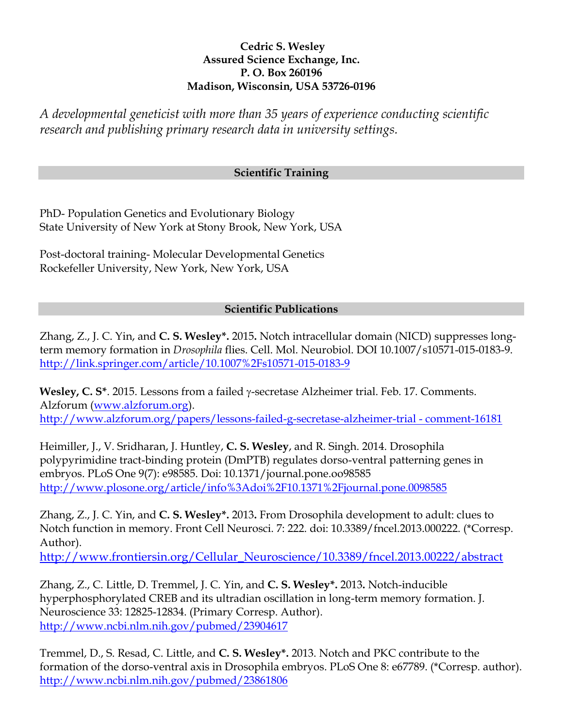**Cedric S. Wesley**
**Assured Science Exchange, Inc.**
**P. O. Box 260196**
**Madison, Wisconsin, USA 53726-0196**

*A developmental geneticist with more than 35 years of experience conducting scientific research and publishing primary research data in university settings.*

## Scientific Training

PhD- Population Genetics and Evolutionary Biology
State University of New York at Stony Brook, New York, USA

Post-doctoral training- Molecular Developmental Genetics
Rockefeller University, New York, New York, USA

## Scientific Publications

Zhang, Z., J. C. Yin, and **C. S. Wesley*.** 2015**.** Notch intracellular domain (NICD) suppresses long-term memory formation in *Drosophila* flies. Cell. Mol. Neurobiol. DOI 10.1007/s10571-015-0183-9. http://link.springer.com/article/10.1007%2Fs10571-015-0183-9

**Wesley, C. S***. 2015. Lessons from a failed γ-secretase Alzheimer trial. Feb. 17. Comments. Alzforum (www.alzforum.org). http://www.alzforum.org/papers/lessons-failed-g-secretase-alzheimer-trial - comment-16181

Heimiller, J., V. Sridharan, J. Huntley, **C. S. Wesley**, and R. Singh. 2014. Drosophila polypyrimidine tract-binding protein (DmPTB) regulates dorso-ventral patterning genes in embryos. PLoS One 9(7): e98585. Doi: 10.1371/journal.pone.oo98585 http://www.plosone.org/article/info%3Adoi%2F10.1371%2Fjournal.pone.0098585

Zhang, Z., J. C. Yin, and **C. S. Wesley*.** 2013**.** From Drosophila development to adult: clues to Notch function in memory. Front Cell Neurosci. 7: 222. doi: 10.3389/fncel.2013.000222. (*Corresp. Author). http://www.frontiersin.org/Cellular_Neuroscience/10.3389/fncel.2013.00222/abstract

Zhang, Z., C. Little, D. Tremmel, J. C. Yin, and **C. S. Wesley*.** 2013**.** Notch-inducible hyperphosphorylated CREB and its ultradian oscillation in long-term memory formation. J. Neuroscience 33: 12825-12834. (Primary Corresp. Author). http://www.ncbi.nlm.nih.gov/pubmed/23904617

Tremmel, D., S. Resad, C. Little, and **C. S. Wesley*.** 2013. Notch and PKC contribute to the formation of the dorso-ventral axis in Drosophila embryos. PLoS One 8: e67789. (*Corresp. author). http://www.ncbi.nlm.nih.gov/pubmed/23861806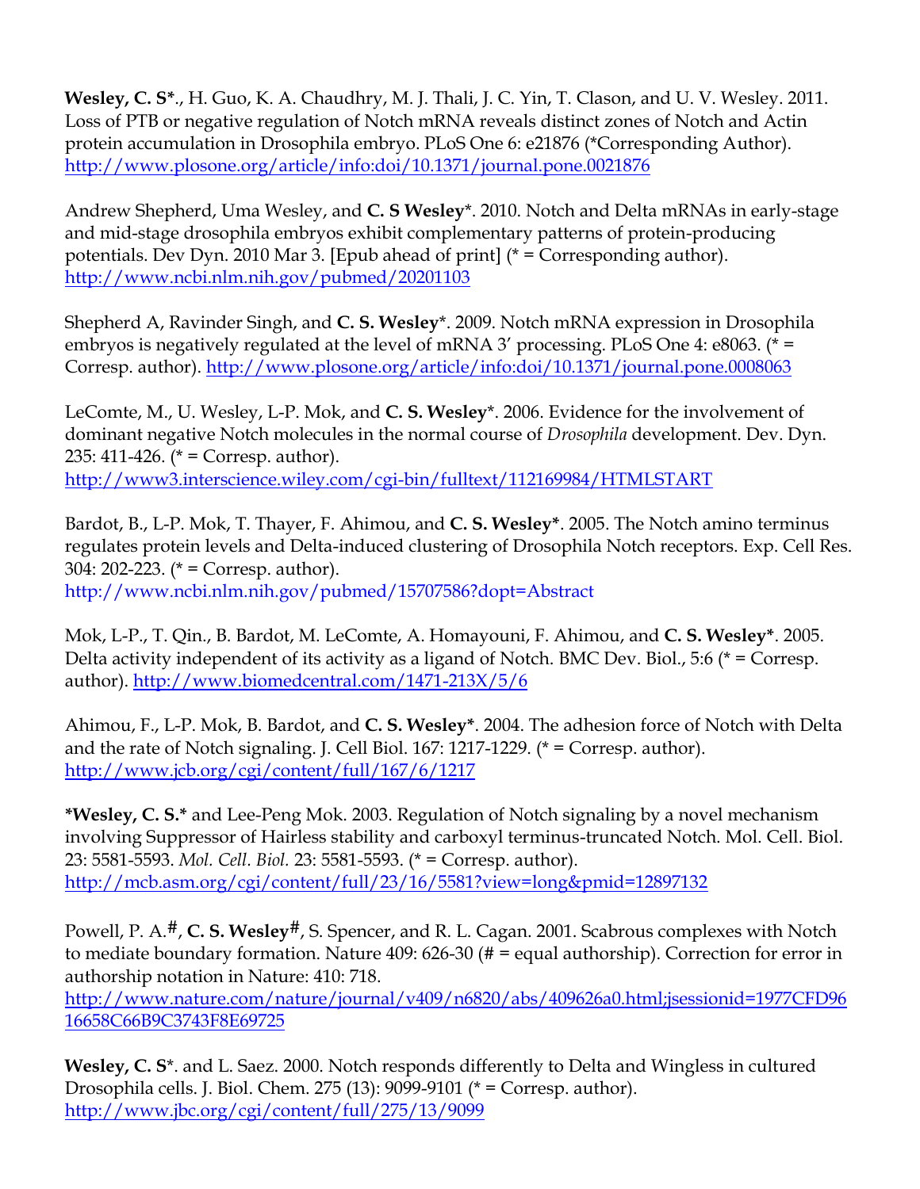**Wesley, C. S***., H. Guo, K. A. Chaudhry, M. J. Thali, J. C. Yin, T. Clason, and U. V. Wesley. 2011. Loss of PTB or negative regulation of Notch mRNA reveals distinct zones of Notch and Actin protein accumulation in Drosophila embryo. PLoS One 6: e21876 (*Corresponding Author). http://www.plosone.org/article/info:doi/10.1371/journal.pone.0021876

Andrew Shepherd, Uma Wesley, and **C. S Wesley***. 2010. Notch and Delta mRNAs in early-stage and mid-stage drosophila embryos exhibit complementary patterns of protein-producing potentials. Dev Dyn. 2010 Mar 3. [Epub ahead of print] (* = Corresponding author). http://www.ncbi.nlm.nih.gov/pubmed/20201103

Shepherd A, Ravinder Singh, and **C. S. Wesley***. 2009. Notch mRNA expression in Drosophila embryos is negatively regulated at the level of mRNA 3' processing. PLoS One 4: e8063. (* = Corresp. author). http://www.plosone.org/article/info:doi/10.1371/journal.pone.0008063

LeComte, M., U. Wesley, L-P. Mok, and **C. S. Wesley***. 2006. Evidence for the involvement of dominant negative Notch molecules in the normal course of *Drosophila* development. Dev. Dyn. 235: 411-426. (* = Corresp. author). http://www3.interscience.wiley.com/cgi-bin/fulltext/112169984/HTMLSTART

Bardot, B., L-P. Mok, T. Thayer, F. Ahimou, and **C. S. Wesley***. 2005. The Notch amino terminus regulates protein levels and Delta-induced clustering of Drosophila Notch receptors. Exp. Cell Res. 304: 202-223. (* = Corresp. author). http://www.ncbi.nlm.nih.gov/pubmed/15707586?dopt=Abstract

Mok, L-P., T. Qin., B. Bardot, M. LeComte, A. Homayouni, F. Ahimou, and **C. S. Wesley***. 2005. Delta activity independent of its activity as a ligand of Notch. BMC Dev. Biol., 5:6 (* = Corresp. author). http://www.biomedcentral.com/1471-213X/5/6

Ahimou, F., L-P. Mok, B. Bardot, and **C. S. Wesley***. 2004. The adhesion force of Notch with Delta and the rate of Notch signaling. J. Cell Biol. 167: 1217-1229. (* = Corresp. author). http://www.jcb.org/cgi/content/full/167/6/1217

***Wesley, C. S.*** and Lee-Peng Mok. 2003. Regulation of Notch signaling by a novel mechanism involving Suppressor of Hairless stability and carboxyl terminus-truncated Notch. Mol. Cell. Biol. 23: 5581-5593. *Mol. Cell. Biol.* 23: 5581-5593. (* = Corresp. author). http://mcb.asm.org/cgi/content/full/23/16/5581?view=long&pmid=12897132

Powell, P. A.#, **C. S. Wesley#**, S. Spencer, and R. L. Cagan. 2001. Scabrous complexes with Notch to mediate boundary formation. Nature 409: 626-30 (# = equal authorship). Correction for error in authorship notation in Nature: 410: 718. http://www.nature.com/nature/journal/v409/n6820/abs/409626a0.html;jsessionid=1977CFD9616658C66B9C3743F8E69725

**Wesley, C. S***. and L. Saez. 2000. Notch responds differently to Delta and Wingless in cultured Drosophila cells. J. Biol. Chem. 275 (13): 9099-9101 (* = Corresp. author). http://www.jbc.org/cgi/content/full/275/13/9099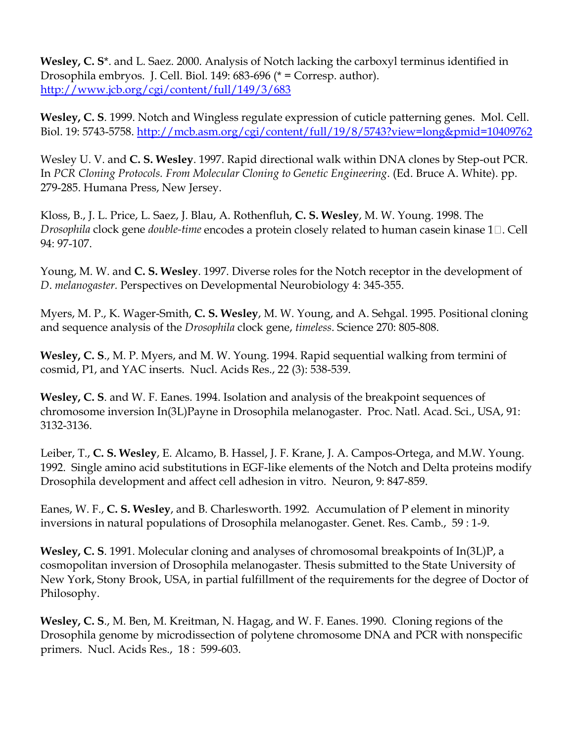**Wesley, C. S**\*. and L. Saez. 2000. Analysis of Notch lacking the carboxyl terminus identified in Drosophila embryos. J. Cell. Biol. 149: 683-696 (* = Corresp. author). [http://www.jcb.org/cgi/content/full/149/3/683](http://www.jcb.org/cgi/content/full/149/3/683)

**Wesley, C. S**. 1999. Notch and Wingless regulate expression of cuticle patterning genes. Mol. Cell. Biol. 19: 5743-5758. [http://mcb.asm.org/cgi/content/full/19/8/5743?view=long&pmid=10409762](http://mcb.asm.org/cgi/content/full/19/8/5743?view=long&pmid=10409762)

Wesley U. V. and **C. S. Wesley**. 1997. Rapid directional walk within DNA clones by Step-out PCR. In *PCR Cloning Protocols. From Molecular Cloning to Genetic Engineering*. (Ed. Bruce A. White). pp. 279-285. Humana Press, New Jersey.

Kloss, B., J. L. Price, L. Saez, J. Blau, A. Rothenfluh, **C. S. Wesley**, M. W. Young. 1998. The *Drosophila* clock gene *double-time* encodes a protein closely related to human casein kinase 1ε. Cell 94: 97-107.

Young, M. W. and **C. S. Wesley**. 1997. Diverse roles for the Notch receptor in the development of *D. melanogaster.* Perspectives on Developmental Neurobiology 4: 345-355.

Myers, M. P., K. Wager-Smith, **C. S. Wesley**, M. W. Young, and A. Sehgal. 1995. Positional cloning and sequence analysis of the *Drosophila* clock gene, *timeless*. Science 270: 805-808.

**Wesley, C. S**., M. P. Myers, and M. W. Young. 1994. Rapid sequential walking from termini of cosmid, P1, and YAC inserts. Nucl. Acids Res., 22 (3): 538-539.

**Wesley, C. S**. and W. F. Eanes. 1994. Isolation and analysis of the breakpoint sequences of chromosome inversion In(3L)Payne in Drosophila melanogaster. Proc. Natl. Acad. Sci., USA, 91: 3132-3136.

Leiber, T., **C. S. Wesley**, E. Alcamo, B. Hassel, J. F. Krane, J. A. Campos-Ortega, and M.W. Young. 1992. Single amino acid substitutions in EGF-like elements of the Notch and Delta proteins modify Drosophila development and affect cell adhesion in vitro. Neuron, 9: 847-859.

Eanes, W. F., **C. S. Wesley**, and B. Charlesworth. 1992. Accumulation of P element in minority inversions in natural populations of Drosophila melanogaster. Genet. Res. Camb., 59 : 1-9.

**Wesley, C. S**. 1991. Molecular cloning and analyses of chromosomal breakpoints of In(3L)P, a cosmopolitan inversion of Drosophila melanogaster. Thesis submitted to the State University of New York, Stony Brook, USA, in partial fulfillment of the requirements for the degree of Doctor of Philosophy.

**Wesley, C. S**., M. Ben, M. Kreitman, N. Hagag, and W. F. Eanes. 1990. Cloning regions of the Drosophila genome by microdissection of polytene chromosome DNA and PCR with nonspecific primers. Nucl. Acids Res., 18 : 599-603.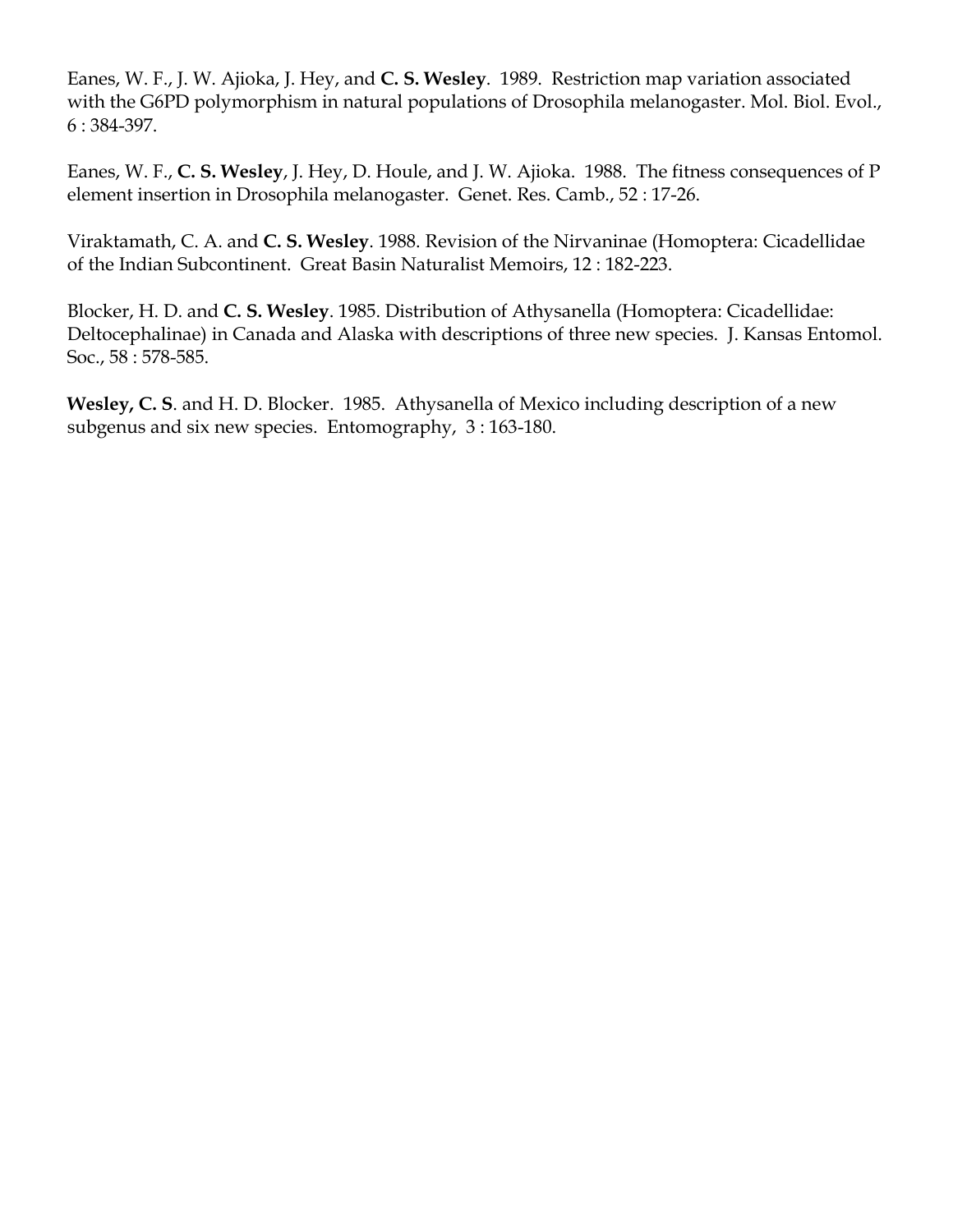Eanes, W. F., J. W. Ajioka, J. Hey, and **C. S. Wesley**. 1989. Restriction map variation associated with the G6PD polymorphism in natural populations of Drosophila melanogaster. Mol. Biol. Evol., 6 : 384-397.

Eanes, W. F., **C. S. Wesley**, J. Hey, D. Houle, and J. W. Ajioka. 1988. The fitness consequences of P element insertion in Drosophila melanogaster. Genet. Res. Camb., 52 : 17-26.

Viraktamath, C. A. and **C. S. Wesley**. 1988. Revision of the Nirvaninae (Homoptera: Cicadellidae of the Indian Subcontinent. Great Basin Naturalist Memoirs, 12 : 182-223.

Blocker, H. D. and **C. S. Wesley**. 1985. Distribution of Athysanella (Homoptera: Cicadellidae: Deltocephalinae) in Canada and Alaska with descriptions of three new species. J. Kansas Entomol. Soc., 58 : 578-585.

**Wesley, C. S**. and H. D. Blocker. 1985. Athysanella of Mexico including description of a new subgenus and six new species. Entomography, 3 : 163-180.